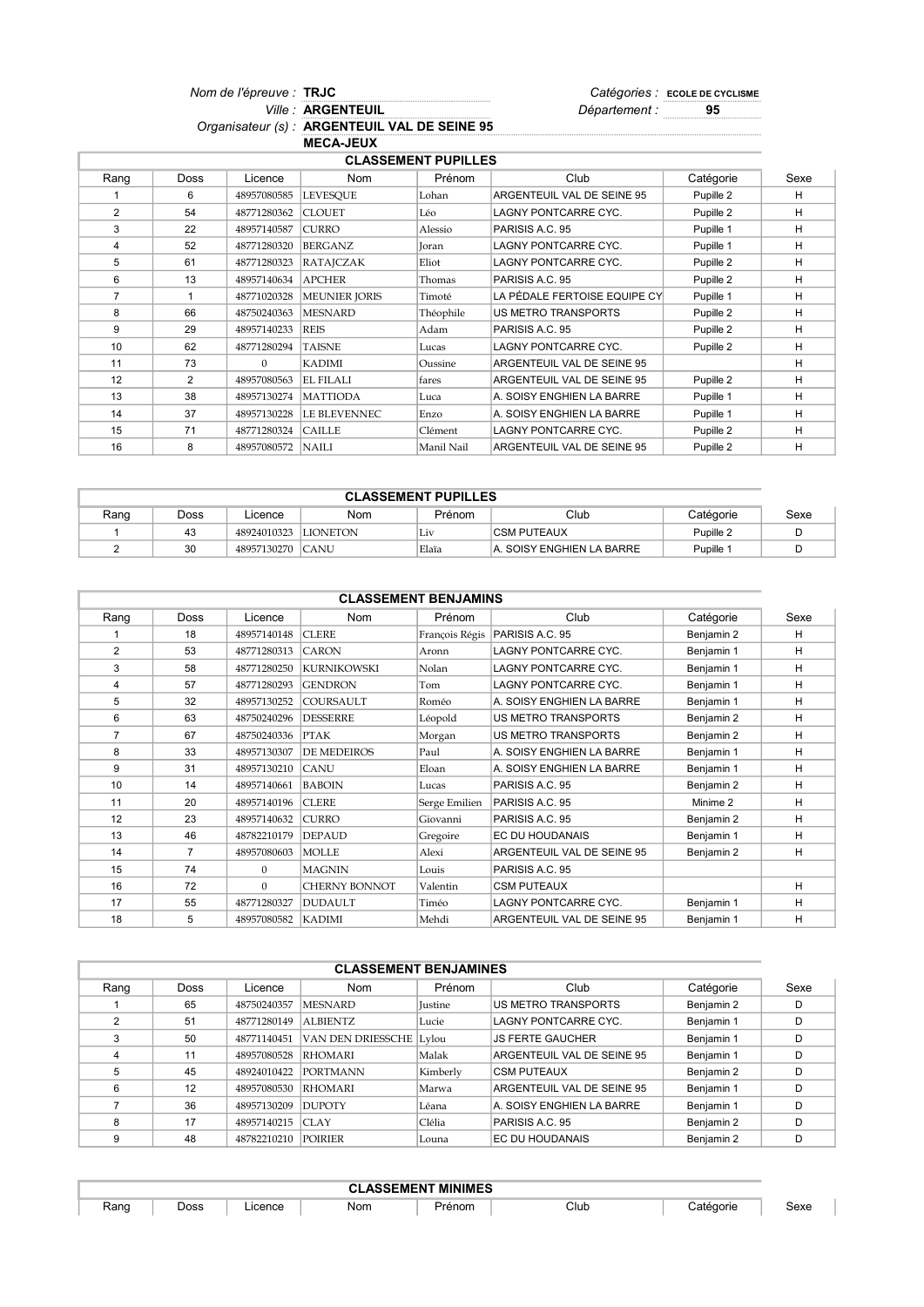*Nom de l'épreuve :* **TRJC**
*Ville :* **ARGENTEUIL**
*Organisateur (s) :* **ARGENTEUIL VAL DE SEINE 95**
**MECA-JEUX**

*Catégories :* **ECOLE DE CYCLISME**
*Département :* **95**

## CLASSEMENT PUPILLES

| Rang | Doss | Licence | Nom | Prénom | Club | Catégorie | Sexe |
|---|---|---|---|---|---|---|---|
| 1 | 6 | 48957080585 | LEVESQUE | Lohan | ARGENTEUIL VAL DE SEINE 95 | Pupille 2 | H |
| 2 | 54 | 48771280362 | CLOUET | Léo | LAGNY PONTCARRE CYC. | Pupille 2 | H |
| 3 | 22 | 48957140587 | CURRO | Alessio | PARISIS A.C. 95 | Pupille 1 | H |
| 4 | 52 | 48771280320 | BERGANZ | Joran | LAGNY PONTCARRE CYC. | Pupille 1 | H |
| 5 | 61 | 48771280323 | RATAJCZAK | Eliot | LAGNY PONTCARRE CYC. | Pupille 2 | H |
| 6 | 13 | 48957140634 | APCHER | Thomas | PARISIS A.C. 95 | Pupille 2 | H |
| 7 | 1 | 48771020328 | MEUNIER JORIS | Timoté | LA PÉDALE FERTOISE EQUIPE CY | Pupille 1 | H |
| 8 | 66 | 48750240363 | MESNARD | Théophile | US METRO TRANSPORTS | Pupille 2 | H |
| 9 | 29 | 48957140233 | REIS | Adam | PARISIS A.C. 95 | Pupille 2 | H |
| 10 | 62 | 48771280294 | TAISNE | Lucas | LAGNY PONTCARRE CYC. | Pupille 2 | H |
| 11 | 73 | 0 | KADIMI | Oussine | ARGENTEUIL VAL DE SEINE 95 | | H |
| 12 | 2 | 48957080563 | EL FILALI | fares | ARGENTEUIL VAL DE SEINE 95 | Pupille 2 | H |
| 13 | 38 | 48957130274 | MATTIODA | Luca | A. SOISY ENGHIEN LA BARRE | Pupille 1 | H |
| 14 | 37 | 48957130228 | LE BLEVENNEC | Enzo | A. SOISY ENGHIEN LA BARRE | Pupille 1 | H |
| 15 | 71 | 48771280324 | CAILLE | Clément | LAGNY PONTCARRE CYC. | Pupille 2 | H |
| 16 | 8 | 48957080572 | NAILI | Manil Nail | ARGENTEUIL VAL DE SEINE 95 | Pupille 2 | H |

## CLASSEMENT PUPILLES

| Rang | Doss | Licence | Nom | Prénom | Club | Catégorie | Sexe |
|---|---|---|---|---|---|---|---|
| 1 | 43 | 48924010323 | LIONETON | Liv | CSM PUTEAUX | Pupille 2 | D |
| 2 | 30 | 48957130270 | CANU | Elaïa | A. SOISY ENGHIEN LA BARRE | Pupille 1 | D |

## CLASSEMENT BENJAMINS

| Rang | Doss | Licence | Nom | Prénom | Club | Catégorie | Sexe |
|---|---|---|---|---|---|---|---|
| 1 | 18 | 48957140148 | CLERE | François Régis | PARISIS A.C. 95 | Benjamin 2 | H |
| 2 | 53 | 48771280313 | CARON | Aronn | LAGNY PONTCARRE CYC. | Benjamin 1 | H |
| 3 | 58 | 48771280250 | KURNIKOWSKI | Nolan | LAGNY PONTCARRE CYC. | Benjamin 1 | H |
| 4 | 57 | 48771280293 | GENDRON | Tom | LAGNY PONTCARRE CYC. | Benjamin 1 | H |
| 5 | 32 | 48957130252 | COURSAULT | Roméo | A. SOISY ENGHIEN LA BARRE | Benjamin 1 | H |
| 6 | 63 | 48750240296 | DESSERRE | Léopold | US METRO TRANSPORTS | Benjamin 2 | H |
| 7 | 67 | 48750240336 | PTAK | Morgan | US METRO TRANSPORTS | Benjamin 2 | H |
| 8 | 33 | 48957130307 | DE MEDEIROS | Paul | A. SOISY ENGHIEN LA BARRE | Benjamin 1 | H |
| 9 | 31 | 48957130210 | CANU | Eloan | A. SOISY ENGHIEN LA BARRE | Benjamin 1 | H |
| 10 | 14 | 48957140661 | BABOIN | Lucas | PARISIS A.C. 95 | Benjamin 2 | H |
| 11 | 20 | 48957140196 | CLERE | Serge Emilien | PARISIS A.C. 95 | Minime 2 | H |
| 12 | 23 | 48957140632 | CURRO | Giovanni | PARISIS A.C. 95 | Benjamin 2 | H |
| 13 | 46 | 48782210179 | DEPAUD | Gregoire | EC DU HOUDANAIS | Benjamin 1 | H |
| 14 | 7 | 48957080603 | MOLLE | Alexi | ARGENTEUIL VAL DE SEINE 95 | Benjamin 2 | H |
| 15 | 74 | 0 | MAGNIN | Louis | PARISIS A.C. 95 | | |
| 16 | 72 | 0 | CHERNY BONNOT | Valentin | CSM PUTEAUX | | H |
| 17 | 55 | 48771280327 | DUDAULT | Timéo | LAGNY PONTCARRE CYC. | Benjamin 1 | H |
| 18 | 5 | 48957080582 | KADIMI | Mehdi | ARGENTEUIL VAL DE SEINE 95 | Benjamin 1 | H |

## CLASSEMENT BENJAMINES

| Rang | Doss | Licence | Nom | Prénom | Club | Catégorie | Sexe |
|---|---|---|---|---|---|---|---|
| 1 | 65 | 48750240357 | MESNARD | Justine | US METRO TRANSPORTS | Benjamin 2 | D |
| 2 | 51 | 48771280149 | ALBIENTZ | Lucie | LAGNY PONTCARRE CYC. | Benjamin 1 | D |
| 3 | 50 | 48771140451 | VAN DEN DRIESSCHE | Lylou | JS FERTE GAUCHER | Benjamin 1 | D |
| 4 | 11 | 48957080528 | RHOMARI | Malak | ARGENTEUIL VAL DE SEINE 95 | Benjamin 1 | D |
| 5 | 45 | 48924010422 | PORTMANN | Kimberly | CSM PUTEAUX | Benjamin 2 | D |
| 6 | 12 | 48957080530 | RHOMARI | Marwa | ARGENTEUIL VAL DE SEINE 95 | Benjamin 1 | D |
| 7 | 36 | 48957130209 | DUPOTY | Léana | A. SOISY ENGHIEN LA BARRE | Benjamin 1 | D |
| 8 | 17 | 48957140215 | CLAY | Clélia | PARISIS A.C. 95 | Benjamin 2 | D |
| 9 | 48 | 48782210210 | POIRIER | Louna | EC DU HOUDANAIS | Benjamin 2 | D |

## CLASSEMENT MINIMES

| Rang | Doss | Licence | Nom | Prénom | Club | Catégorie | Sexe |
|---|---|---|---|---|---|---|---|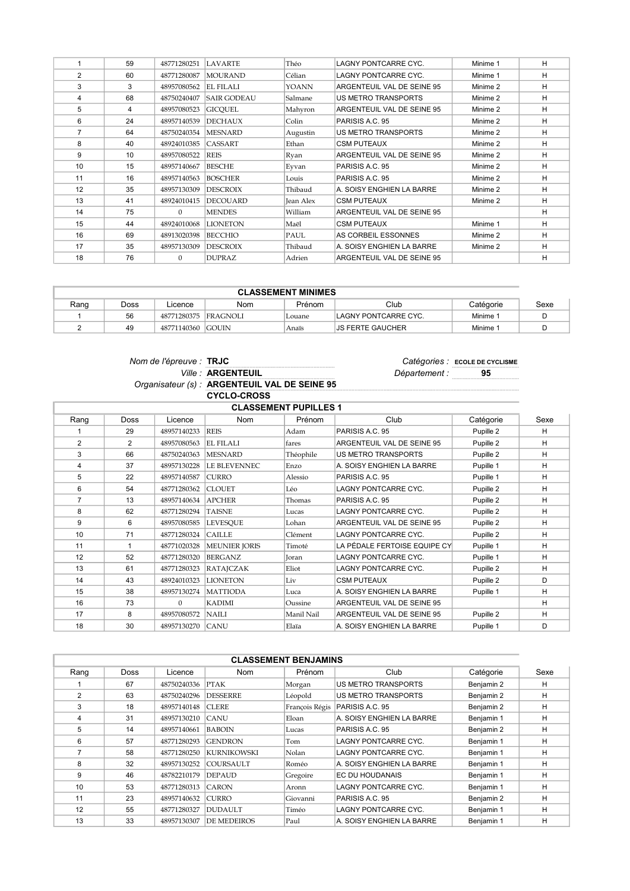| 1 | 59 | 48771280251 | LAVARTE | Théo | LAGNY PONTCARRE CYC. | Minime 1 | H |
|---|---|---|---|---|---|---|---|
| 2 | 60 | 48771280087 | MOURAND | Célian | LAGNY PONTCARRE CYC. | Minime 1 | H |
| 3 | 3 | 48957080562 | EL FILALI | YOANN | ARGENTEUIL VAL DE SEINE 95 | Minime 2 | H |
| 4 | 68 | 48750240407 | SAIR GODEAU | Salmane | US METRO TRANSPORTS | Minime 2 | H |
| 5 | 4 | 48957080523 | GICQUEL | Mahyron | ARGENTEUIL VAL DE SEINE 95 | Minime 2 | H |
| 6 | 24 | 48957140539 | DECHAUX | Colin | PARISIS A.C. 95 | Minime 2 | H |
| 7 | 64 | 48750240354 | MESNARD | Augustin | US METRO TRANSPORTS | Minime 2 | H |
| 8 | 40 | 48924010385 | CASSART | Ethan | CSM PUTEAUX | Minime 2 | H |
| 9 | 10 | 48957080522 | REIS | Ryan | ARGENTEUIL VAL DE SEINE 95 | Minime 2 | H |
| 10 | 15 | 48957140667 | BESCHE | Eyvan | PARISIS A.C. 95 | Minime 2 | H |
| 11 | 16 | 48957140563 | BOSCHER | Louis | PARISIS A.C. 95 | Minime 2 | H |
| 12 | 35 | 48957130309 | DESCROIX | Thibaud | A. SOISY ENGHIEN LA BARRE | Minime 2 | H |
| 13 | 41 | 48924010415 | DECOUARD | Jean Alex | CSM PUTEAUX | Minime 2 | H |
| 14 | 75 | 0 | MENDES | William | ARGENTEUIL VAL DE SEINE 95 | | H |
| 15 | 44 | 48924010068 | LIONETON | Maël | CSM PUTEAUX | Minime 1 | H |
| 16 | 69 | 48913020398 | BECCHIO | PAUL | AS CORBEIL ESSONNES | Minime 2 | H |
| 17 | 35 | 48957130309 | DESCROIX | Thibaud | A. SOISY ENGHIEN LA BARRE | Minime 2 | H |
| 18 | 76 | 0 | DUPRAZ | Adrien | ARGENTEUIL VAL DE SEINE 95 | | H |

**CLASSEMENT MINIMES**

| Rang | Doss | Licence | Nom | Prénom | Club | Catégorie | Sexe |
|---|---|---|---|---|---|---|---|
| 1 | 56 | 48771280375 | FRAGNOLI | Louane | LAGNY PONTCARRE CYC. | Minime 1 | D |
| 2 | 49 | 48771140360 | GOUIN | Anaïs | JS FERTE GAUCHER | Minime 1 | D |

*Nom de l'épreuve :* **TRJC** *Catégories :* **ECOLE DE CYCLISME**
*Ville :* **ARGENTEUIL** *Département :* **95**
*Organisateur (s) :* **ARGENTEUIL VAL DE SEINE 95**
**CYCLO-CROSS**

**CLASSEMENT PUPILLES 1**

| Rang | Doss | Licence | Nom | Prénom | Club | Catégorie | Sexe |
|---|---|---|---|---|---|---|---|
| 1 | 29 | 48957140233 | REIS | Adam | PARISIS A.C. 95 | Pupille 2 | H |
| 2 | 2 | 48957080563 | EL FILALI | fares | ARGENTEUIL VAL DE SEINE 95 | Pupille 2 | H |
| 3 | 66 | 48750240363 | MESNARD | Théophile | US METRO TRANSPORTS | Pupille 2 | H |
| 4 | 37 | 48957130228 | LE BLEVENNEC | Enzo | A. SOISY ENGHIEN LA BARRE | Pupille 1 | H |
| 5 | 22 | 48957140587 | CURRO | Alessio | PARISIS A.C. 95 | Pupille 1 | H |
| 6 | 54 | 48771280362 | CLOUET | Léo | LAGNY PONTCARRE CYC. | Pupille 2 | H |
| 7 | 13 | 48957140634 | APCHER | Thomas | PARISIS A.C. 95 | Pupille 2 | H |
| 8 | 62 | 48771280294 | TAISNE | Lucas | LAGNY PONTCARRE CYC. | Pupille 2 | H |
| 9 | 6 | 48957080585 | LEVESQUE | Lohan | ARGENTEUIL VAL DE SEINE 95 | Pupille 2 | H |
| 10 | 71 | 48771280324 | CAILLE | Clément | LAGNY PONTCARRE CYC. | Pupille 2 | H |
| 11 | 1 | 48771020328 | MEUNIER JORIS | Timoté | LA PÉDALE FERTOISE EQUIPE CY | Pupille 1 | H |
| 12 | 52 | 48771280320 | BERGANZ | Joran | LAGNY PONTCARRE CYC. | Pupille 1 | H |
| 13 | 61 | 48771280323 | RATAJCZAK | Eliot | LAGNY PONTCARRE CYC. | Pupille 2 | H |
| 14 | 43 | 48924010323 | LIONETON | Liv | CSM PUTEAUX | Pupille 2 | D |
| 15 | 38 | 48957130274 | MATTIODA | Luca | A. SOISY ENGHIEN LA BARRE | Pupille 1 | H |
| 16 | 73 | 0 | KADIMI | Oussine | ARGENTEUIL VAL DE SEINE 95 | | H |
| 17 | 8 | 48957080572 | NAILI | Manil Nail | ARGENTEUIL VAL DE SEINE 95 | Pupille 2 | H |
| 18 | 30 | 48957130270 | CANU | Elaïa | A. SOISY ENGHIEN LA BARRE | Pupille 1 | D |

**CLASSEMENT BENJAMINS**

| Rang | Doss | Licence | Nom | Prénom | Club | Catégorie | Sexe |
|---|---|---|---|---|---|---|---|
| 1 | 67 | 48750240336 | PTAK | Morgan | US METRO TRANSPORTS | Benjamin 2 | H |
| 2 | 63 | 48750240296 | DESSERRE | Léopold | US METRO TRANSPORTS | Benjamin 2 | H |
| 3 | 18 | 48957140148 | CLERE | François Régis | PARISIS A.C. 95 | Benjamin 2 | H |
| 4 | 31 | 48957130210 | CANU | Eloan | A. SOISY ENGHIEN LA BARRE | Benjamin 1 | H |
| 5 | 14 | 48957140661 | BABOIN | Lucas | PARISIS A.C. 95 | Benjamin 2 | H |
| 6 | 57 | 48771280293 | GENDRON | Tom | LAGNY PONTCARRE CYC. | Benjamin 1 | H |
| 7 | 58 | 48771280250 | KURNIKOWSKI | Nolan | LAGNY PONTCARRE CYC. | Benjamin 1 | H |
| 8 | 32 | 48957130252 | COURSAULT | Roméo | A. SOISY ENGHIEN LA BARRE | Benjamin 1 | H |
| 9 | 46 | 48782210179 | DEPAUD | Gregoire | EC DU HOUDANAIS | Benjamin 1 | H |
| 10 | 53 | 48771280313 | CARON | Aronn | LAGNY PONTCARRE CYC. | Benjamin 1 | H |
| 11 | 23 | 48957140632 | CURRO | Giovanni | PARISIS A.C. 95 | Benjamin 2 | H |
| 12 | 55 | 48771280327 | DUDAULT | Timéo | LAGNY PONTCARRE CYC. | Benjamin 1 | H |
| 13 | 33 | 48957130307 | DE MEDEIROS | Paul | A. SOISY ENGHIEN LA BARRE | Benjamin 1 | H |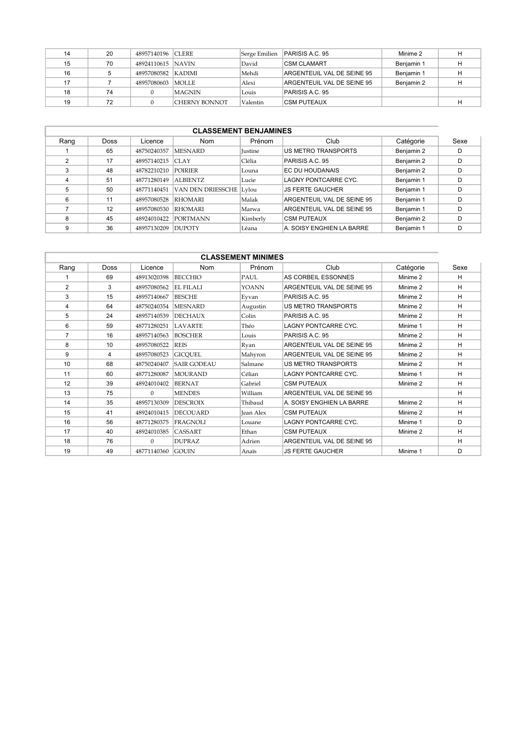| | | | | | | | |
|---|---|---|---|---|---|---|---|
| 14 | 20 | 48957140196 | CLERE | Serge Emilien | PARISIS A.C. 95 | Minime 2 | H |
| 15 | 70 | 48924110615 | NAVIN | David | CSM CLAMART | Benjamin 1 | H |
| 16 | 5 | 48957080582 | KADIMI | Mehdi | ARGENTEUIL VAL DE SEINE 95 | Benjamin 1 | H |
| 17 | 7 | 48957080603 | MOLLE | Alexi | ARGENTEUIL VAL DE SEINE 95 | Benjamin 2 | H |
| 18 | 74 | 0 | MAGNIN | Louis | PARISIS A.C. 95 | | |
| 19 | 72 | 0 | CHERNY BONNOT | Valentin | CSM PUTEAUX | | H |

## CLASSEMENT BENJAMINES

| Rang | Doss | Licence | Nom | Prénom | Club | Catégorie | Sexe |
|---|---|---|---|---|---|---|---|
| 1 | 65 | 48750240357 | MESNARD | Justine | US METRO TRANSPORTS | Benjamin 2 | D |
| 2 | 17 | 48957140215 | CLAY | Clélia | PARISIS A.C. 95 | Benjamin 2 | D |
| 3 | 48 | 48782210210 | POIRIER | Louna | EC DU HOUDANAIS | Benjamin 2 | D |
| 4 | 51 | 48771280149 | ALBIENTZ | Lucie | LAGNY PONTCARRE CYC. | Benjamin 1 | D |
| 5 | 50 | 48771140451 | VAN DEN DRIESSCHE | Lylou | JS FERTE GAUCHER | Benjamin 1 | D |
| 6 | 11 | 48957080528 | RHOMARI | Malak | ARGENTEUIL VAL DE SEINE 95 | Benjamin 1 | D |
| 7 | 12 | 48957080530 | RHOMARI | Marwa | ARGENTEUIL VAL DE SEINE 95 | Benjamin 1 | D |
| 8 | 45 | 48924010422 | PORTMANN | Kimberly | CSM PUTEAUX | Benjamin 2 | D |
| 9 | 36 | 48957130209 | DUPOTY | Léana | A. SOISY ENGHIEN LA BARRE | Benjamin 1 | D |

## CLASSEMENT MINIMES

| Rang | Doss | Licence | Nom | Prénom | Club | Catégorie | Sexe |
|---|---|---|---|---|---|---|---|
| 1 | 69 | 48913020398 | BECCHIO | PAUL | AS CORBEIL ESSONNES | Minime 2 | H |
| 2 | 3 | 48957080562 | EL FILALI | YOANN | ARGENTEUIL VAL DE SEINE 95 | Minime 2 | H |
| 3 | 15 | 48957140667 | BESCHE | Eyvan | PARISIS A.C. 95 | Minime 2 | H |
| 4 | 64 | 48750240354 | MESNARD | Augustin | US METRO TRANSPORTS | Minime 2 | H |
| 5 | 24 | 48957140539 | DECHAUX | Colin | PARISIS A.C. 95 | Minime 2 | H |
| 6 | 59 | 48771280251 | LAVARTE | Théo | LAGNY PONTCARRE CYC. | Minime 1 | H |
| 7 | 16 | 48957140563 | BOSCHER | Louis | PARISIS A.C. 95 | Minime 2 | H |
| 8 | 10 | 48957080522 | REIS | Ryan | ARGENTEUIL VAL DE SEINE 95 | Minime 2 | H |
| 9 | 4 | 48957080523 | GICQUEL | Mahyron | ARGENTEUIL VAL DE SEINE 95 | Minime 2 | H |
| 10 | 68 | 48750240407 | SAIR GODEAU | Salmane | US METRO TRANSPORTS | Minime 2 | H |
| 11 | 60 | 48771280087 | MOURAND | Célian | LAGNY PONTCARRE CYC. | Minime 1 | H |
| 12 | 39 | 48924010402 | BERNAT | Gabriel | CSM PUTEAUX | Minime 2 | H |
| 13 | 75 | 0 | MENDES | William | ARGENTEUIL VAL DE SEINE 95 | | H |
| 14 | 35 | 48957130309 | DESCROIX | Thibaud | A. SOISY ENGHIEN LA BARRE | Minime 2 | H |
| 15 | 41 | 48924010415 | DECOUARD | Jean Alex | CSM PUTEAUX | Minime 2 | H |
| 16 | 56 | 48771280375 | FRAGNOLI | Louane | LAGNY PONTCARRE CYC. | Minime 1 | D |
| 17 | 40 | 48924010385 | CASSART | Ethan | CSM PUTEAUX | Minime 2 | H |
| 18 | 76 | 0 | DUPRAZ | Adrien | ARGENTEUIL VAL DE SEINE 95 | | H |
| 19 | 49 | 48771140360 | GOUIN | Anaïs | JS FERTE GAUCHER | Minime 1 | D |